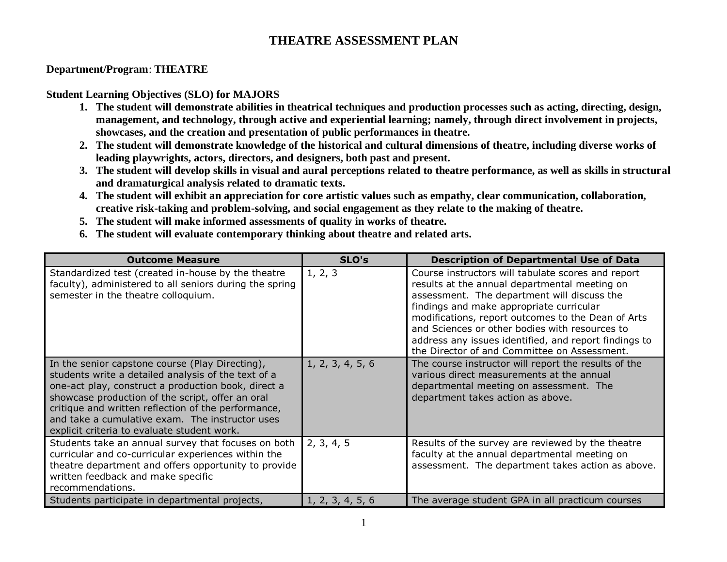# THEATRE ASSESSMENT PLAN

**Department/Program**: **THEATRE**

**Student Learning Objectives (SLO) for MAJORS**

1. **The student will demonstrate abilities in theatrical techniques and production processes such as acting, directing, design, management, and technology, through active and experiential learning; namely, through direct involvement in projects, showcases, and the creation and presentation of public performances in theatre.**
2. **The student will demonstrate knowledge of the historical and cultural dimensions of theatre, including diverse works of leading playwrights, actors, directors, and designers, both past and present.**
3. **The student will develop skills in visual and aural perceptions related to theatre performance, as well as skills in structural and dramaturgical analysis related to dramatic texts.**
4. **The student will exhibit an appreciation for core artistic values such as empathy, clear communication, collaboration, creative risk-taking and problem-solving, and social engagement as they relate to the making of theatre.**
5. **The student will make informed assessments of quality in works of theatre.**
6. **The student will evaluate contemporary thinking about theatre and related arts.**

| Outcome Measure | SLO's | Description of Departmental Use of Data |
|---|---|---|
| Standardized test (created in-house by the theatre faculty), administered to all seniors during the spring semester in the theatre colloquium. | 1, 2, 3 | Course instructors will tabulate scores and report results at the annual departmental meeting on assessment. The department will discuss the findings and make appropriate curricular modifications, report outcomes to the Dean of Arts and Sciences or other bodies with resources to address any issues identified, and report findings to the Director of and Committee on Assessment. |
| In the senior capstone course (Play Directing), students write a detailed analysis of the text of a one-act play, construct a production book, direct a showcase production of the script, offer an oral critique and written reflection of the performance, and take a cumulative exam. The instructor uses explicit criteria to evaluate student work. | 1, 2, 3, 4, 5, 6 | The course instructor will report the results of the various direct measurements at the annual departmental meeting on assessment. The department takes action as above. |
| Students take an annual survey that focuses on both curricular and co-curricular experiences within the theatre department and offers opportunity to provide written feedback and make specific recommendations. | 2, 3, 4, 5 | Results of the survey are reviewed by the theatre faculty at the annual departmental meeting on assessment. The department takes action as above. |
| Students participate in departmental projects, | 1, 2, 3, 4, 5, 6 | The average student GPA in all practicum courses |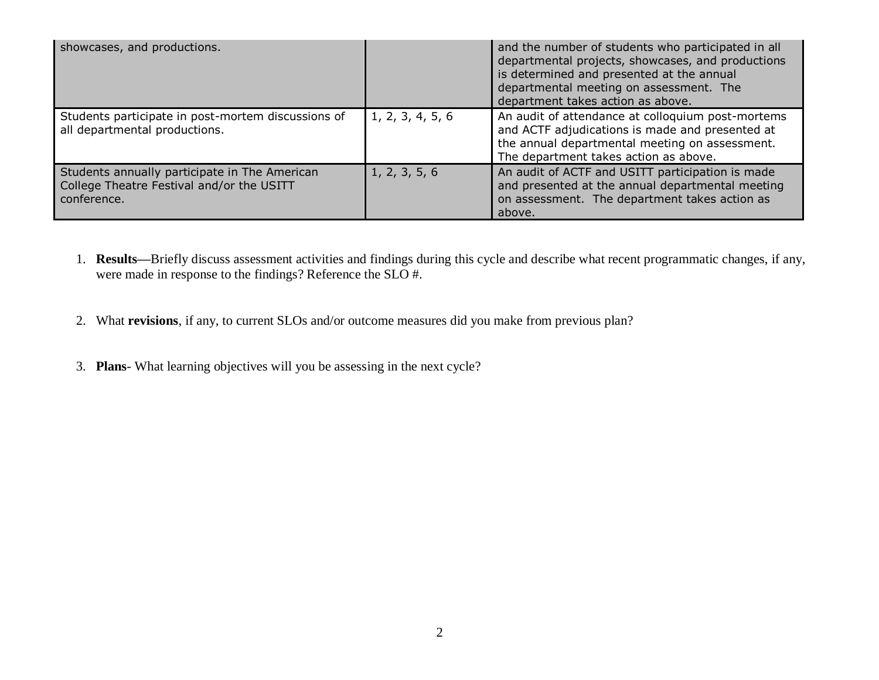| | | |
|---|---|---|
| showcases, and productions. | | and the number of students who participated in all departmental projects, showcases, and productions is determined and presented at the annual departmental meeting on assessment. The department takes action as above. |
| Students participate in post-mortem discussions of all departmental productions. | 1, 2, 3, 4, 5, 6 | An audit of attendance at colloquium post-mortems and ACTF adjudications is made and presented at the annual departmental meeting on assessment. The department takes action as above. |
| Students annually participate in The American College Theatre Festival and/or the USITT conference. | 1, 2, 3, 5, 6 | An audit of ACTF and USITT participation is made and presented at the annual departmental meeting on assessment. The department takes action as above. |

1. **Results—**Briefly discuss assessment activities and findings during this cycle and describe what recent programmatic changes, if any, were made in response to the findings? Reference the SLO #.

2. What **revisions**, if any, to current SLOs and/or outcome measures did you make from previous plan?

3. **Plans**- What learning objectives will you be assessing in the next cycle?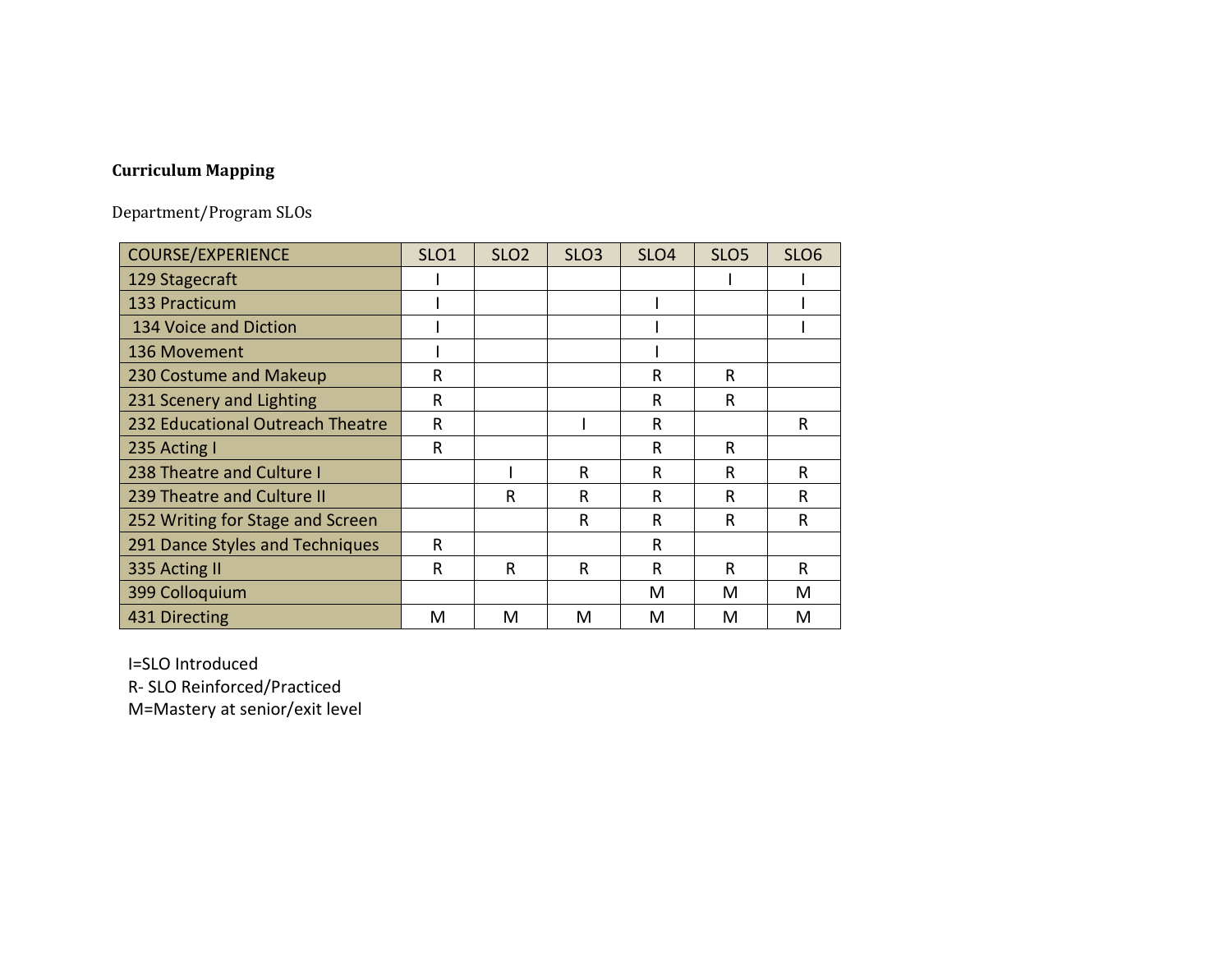**Curriculum Mapping**

Department/Program SLOs

| COURSE/EXPERIENCE | SLO1 | SLO2 | SLO3 | SLO4 | SLO5 | SLO6 |
|---|---|---|---|---|---|---|
| 129 Stagecraft | I | | | | I | I |
| 133 Practicum | I | | | I | | I |
| 134 Voice and Diction | I | | | I | | I |
| 136 Movement | I | | | I | | |
| 230 Costume and Makeup | R | | | R | R | |
| 231 Scenery and Lighting | R | | | R | R | |
| 232 Educational Outreach Theatre | R | | I | R | | R |
| 235 Acting I | R | | | R | R | |
| 238 Theatre and Culture I | | I | R | R | R | R |
| 239 Theatre and Culture II | | R | R | R | R | R |
| 252 Writing for Stage and Screen | | | R | R | R | R |
| 291 Dance Styles and Techniques | R | | | R | | |
| 335 Acting II | R | R | R | R | R | R |
| 399 Colloquium | | | | M | M | M |
| 431 Directing | M | M | M | M | M | M |

I=SLO Introduced
R- SLO Reinforced/Practiced
M=Mastery at senior/exit level